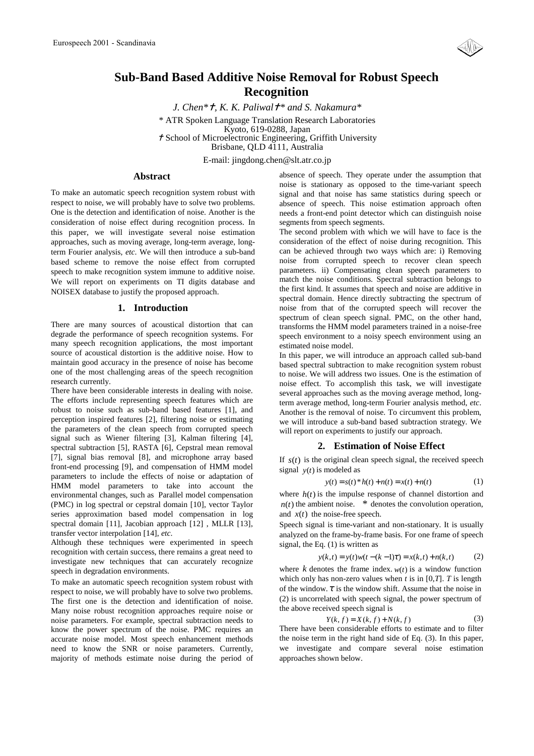# Sub-Band Based Additive Noise Removal for Robust Speech Recognition

*J. Chen*†, K. K. Paliwal†* and S. Nakamura**

\* ATR Spoken Language Translation Research Laboratories
Kyoto, 619-0288, Japan
† School of Microelectronic Engineering, Griffith University
Brisbane, QLD 4111, Australia

E-mail: jingdong.chen@slt.atr.co.jp

## Abstract

To make an automatic speech recognition system robust with respect to noise, we will probably have to solve two problems. One is the detection and identification of noise. Another is the consideration of noise effect during recognition process. In this paper, we will investigate several noise estimation approaches, such as moving average, long-term average, long-term Fourier analysis, *etc*. We will then introduce a sub-band based scheme to remove the noise effect from corrupted speech to make recognition system immune to additive noise. We will report on experiments on TI digits database and NOISEX database to justify the proposed approach.

## 1. Introduction

There are many sources of acoustical distortion that can degrade the performance of speech recognition systems. For many speech recognition applications, the most important source of acoustical distortion is the additive noise. How to maintain good accuracy in the presence of noise has become one of the most challenging areas of the speech recognition research currently.

There have been considerable interests in dealing with noise. The efforts include representing speech features which are robust to noise such as sub-band based features [1], and perception inspired features [2], filtering noise or estimating the parameters of the clean speech from corrupted speech signal such as Wiener filtering [3], Kalman filtering [4], spectral subtraction [5], RASTA [6], Cepstral mean removal [7], signal bias removal [8], and microphone array based front-end processing [9], and compensation of HMM model parameters to include the effects of noise or adaptation of HMM model parameters to take into account the environmental changes, such as Parallel model compensation (PMC) in log spectral or cepstral domain [10], vector Taylor series approximation based model compensation in log spectral domain [11], Jacobian approach [12] , MLLR [13], transfer vector interpolation [14], *etc*.

Although these techniques were experimented in speech recognition with certain success, there remains a great need to investigate new techniques that can accurately recognize speech in degradation environments.

To make an automatic speech recognition system robust with respect to noise, we will probably have to solve two problems. The first one is the detection and identification of noise. Many noise robust recognition approaches require noise or noise parameters. For example, spectral subtraction needs to know the power spectrum of the noise. PMC requires an accurate noise model. Most speech enhancement methods need to know the SNR or noise parameters. Currently, majority of methods estimate noise during the period of absence of speech. They operate under the assumption that noise is stationary as opposed to the time-variant speech signal and that noise has same statistics during speech or absence of speech. This noise estimation approach often needs a front-end point detector which can distinguish noise segments from speech segments.

The second problem with which we will have to face is the consideration of the effect of noise during recognition. This can be achieved through two ways which are: i) Removing noise from corrupted speech to recover clean speech parameters. ii) Compensating clean speech parameters to match the noise conditions. Spectral subtraction belongs to the first kind. It assumes that speech and noise are additive in spectral domain. Hence directly subtracting the spectrum of noise from that of the corrupted speech will recover the spectrum of clean speech signal. PMC, on the other hand, transforms the HMM model parameters trained in a noise-free speech environment to a noisy speech environment using an estimated noise model.

In this paper, we will introduce an approach called sub-band based spectral subtraction to make recognition system robust to noise. We will address two issues. One is the estimation of noise effect. To accomplish this task, we will investigate several approaches such as the moving average method, long-term average method, long-term Fourier analysis method, *etc*. Another is the removal of noise. To circumvent this problem, we will introduce a sub-band based subtraction strategy. We will report on experiments to justify our approach.

## 2. Estimation of Noise Effect

If $s(t)$ is the original clean speech signal, the received speech signal $y(t)$ is modeled as

$$y(t) = s(t) * h(t) + n(t) = x(t) + n(t) \tag{1}$$

where $h(t)$ is the impulse response of channel distortion and $n(t)$ the ambient noise. $*$ denotes the convolution operation, and $x(t)$ the noise-free speech.

Speech signal is time-variant and non-stationary. It is usually analyzed on the frame-by-frame basis. For one frame of speech signal, the Eq. (1) is written as

$$y(k,t) = y(t)w(t-(k-1)\tau) = x(k,t) + n(k,t) \tag{2}$$

where $k$ denotes the frame index. $w(t)$ is a window function which only has non-zero values when $t$ is in $[0,T]$. $T$ is length of the window. $\tau$ is the window shift. Assume that the noise in (2) is uncorrelated with speech signal, the power spectrum of the above received speech signal is

$$Y(k,f) = X(k,f) + N(k,f) \tag{3}$$

There have been considerable efforts to estimate and to filter the noise term in the right hand side of Eq. (3). In this paper, we investigate and compare several noise estimation approaches shown below.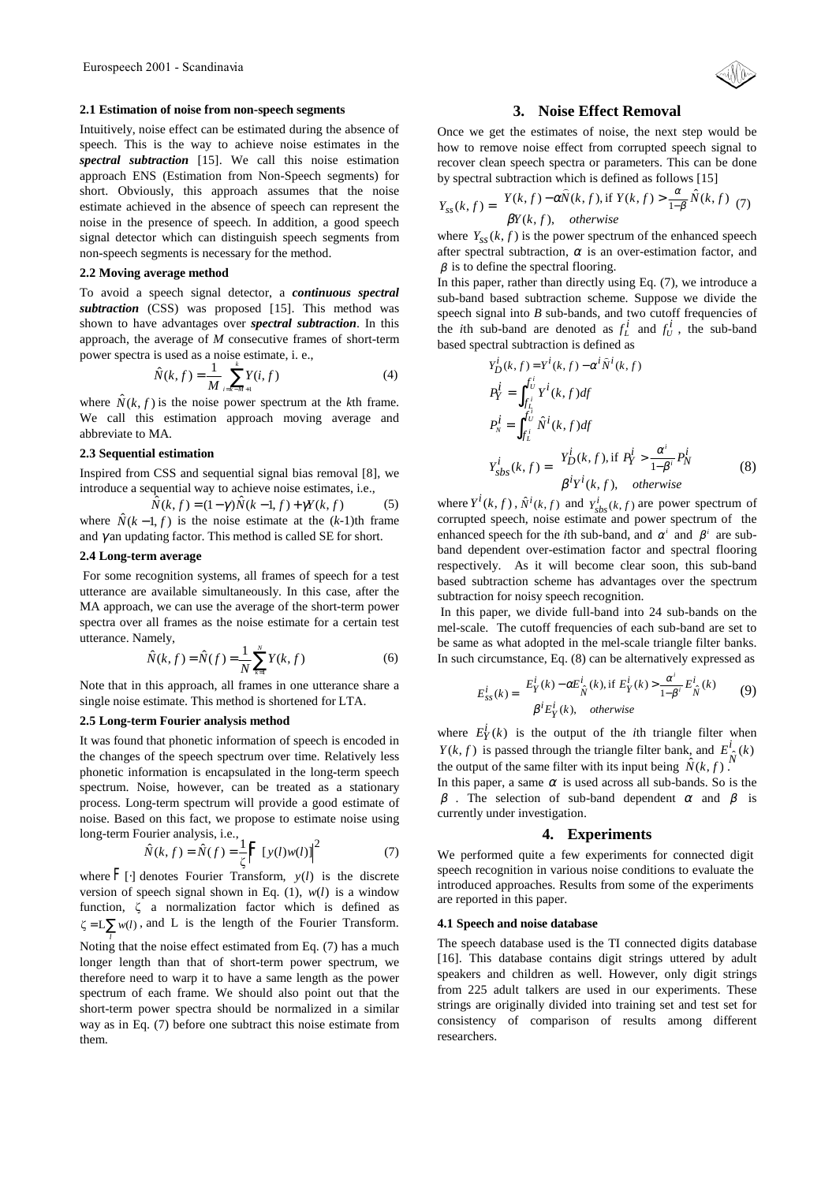### 2.1 Estimation of noise from non-speech segments

Intuitively, noise effect can be estimated during the absence of speech. This is the way to achieve noise estimates in the ***spectral subtraction*** [15]. We call this noise estimation approach ENS (Estimation from Non-Speech segments) for short. Obviously, this approach assumes that the noise estimate achieved in the absence of speech can represent the noise in the presence of speech. In addition, a good speech signal detector which can distinguish speech segments from non-speech segments is necessary for the method.

### 2.2 Moving average method

To avoid a speech signal detector, a ***continuous spectral subtraction*** (CSS) was proposed [15]. This method was shown to have advantages over ***spectral subtraction***. In this approach, the average of *M* consecutive frames of short-term power spectra is used as a noise estimate, i. e.,

$$\hat{N}(k,f) = \frac{1}{M}\sum_{i=k-M+1}^{k} Y(i,f) \tag{4}$$

where $\hat{N}(k,f)$ is the noise power spectrum at the *k*th frame. We call this estimation approach moving average and abbreviate to MA.

### 2.3 Sequential estimation

Inspired from CSS and sequential signal bias removal [8], we introduce a sequential way to achieve noise estimates, i.e.,

$$\hat{N}(k,f) = (1-\gamma)\hat{N}(k-1,f) + \gamma Y(k,f) \tag{5}$$

where $\hat{N}(k-1,f)$ is the noise estimate at the (*k*-1)th frame and $\gamma$ an updating factor. This method is called SE for short.

### 2.4 Long-term average

For some recognition systems, all frames of speech for a test utterance are available simultaneously. In this case, after the MA approach, we can use the average of the short-term power spectra over all frames as the noise estimate for a certain test utterance. Namely,

$$\hat{N}(k,f) = \hat{N}(f) = \frac{1}{N}\sum_{k=1}^{N} Y(k,f) \tag{6}$$

Note that in this approach, all frames in one utterance share a single noise estimate. This method is shortened for LTA.

### 2.5 Long-term Fourier analysis method

It was found that phonetic information of speech is encoded in the changes of the speech spectrum over time. Relatively less phonetic information is encapsulated in the long-term speech spectrum. Noise, however, can be treated as a stationary process. Long-term spectrum will provide a good estimate of noise. Based on this fact, we propose to estimate noise using long-term Fourier analysis, i.e.,

$$\hat{N}(k,f) = \hat{N}(f) = \frac{1}{\zeta}\left|\mathcal{F}\left[y(l)w(l)\right]\right|^2 \tag{7}$$

where $\mathcal{F}[\cdot]$ denotes Fourier Transform, $y(l)$ is the discrete version of speech signal shown in Eq. (1), $w(l)$ is a window function, $\zeta$ a normalization factor which is defined as $\zeta = \mathrm{L}\sum_{l} w(l)$, and L is the length of the Fourier Transform. Noting that the noise effect estimated from Eq. (7) has a much longer length than that of short-term power spectrum, we therefore need to warp it to have a same length as the power spectrum of each frame. We should also point out that the short-term power spectra should be normalized in a similar way as in Eq. (7) before one subtract this noise estimate from them.

## 3. Noise Effect Removal

Once we get the estimates of noise, the next step would be how to remove noise effect from corrupted speech signal to recover clean speech spectra or parameters. This can be done by spectral subtraction which is defined as follows [15]

$$Y_{ss}(k,f) = \begin{cases} Y(k,f) - \alpha\hat{N}(k,f), & \text{if } Y(k,f) > \frac{\alpha}{1-\beta}\hat{N}(k,f) \\ \beta Y(k,f), & \text{otherwise} \end{cases} \tag{7}$$

where $Y_{ss}(k,f)$ is the power spectrum of the enhanced speech after spectral subtraction, $\alpha$ is an over-estimation factor, and $\beta$ is to define the spectral flooring.

In this paper, rather than directly using Eq. (7), we introduce a sub-band based subtraction scheme. Suppose we divide the speech signal into *B* sub-bands, and two cutoff frequencies of the *i*th sub-band are denoted as $f_L^i$ and $f_U^i$, the sub-band based spectral subtraction is defined as

$$Y_D^i(k,f) = Y^i(k,f) - \alpha^i \hat{N}^i(k,f)$$

$$P_Y^i = \int_{f_L^i}^{f_U^i} Y^i(k,f)\,df$$

$$P_N^i = \int_{f_L^i}^{f_U^i} \hat{N}^i(k,f)\,df$$

$$Y_{sbs}^i(k,f) = \begin{cases} Y_D^i(k,f), & \text{if } P_Y^i > \frac{\alpha^i}{1-\beta^i}P_N^i \\ \beta^i Y^i(k,f), & \text{otherwise} \end{cases} \tag{8}$$

where $Y^i(k,f)$, $\hat{N}^i(k,f)$ and $Y_{sbs}^i(k,f)$ are power spectrum of corrupted speech, noise estimate and power spectrum of the enhanced speech for the *i*th sub-band, and $\alpha^i$ and $\beta^i$ are sub-band dependent over-estimation factor and spectral flooring respectively. As it will become clear soon, this sub-band based subtraction scheme has advantages over the spectrum subtraction for noisy speech recognition.

In this paper, we divide full-band into 24 sub-bands on the mel-scale. The cutoff frequencies of each sub-band are set to be same as what adopted in the mel-scale triangle filter banks. In such circumstance, Eq. (8) can be alternatively expressed as

$$E_{ss}^i(k) = \begin{cases} E_Y^i(k) - \alpha E_{\hat{N}}^i(k), & \text{if } E_Y^i(k) > \frac{\alpha^i}{1-\beta^i}E_{\hat{N}}^i(k) \\ \beta^i E_Y^i(k), & \text{otherwise} \end{cases} \tag{9}$$

where $E_Y^i(k)$ is the output of the *i*th triangle filter when $Y(k,f)$ is passed through the triangle filter bank, and $E_{\hat{N}}^i(k)$ the output of the same filter with its input being $\hat{N}(k,f)$.

In this paper, a same $\alpha$ is used across all sub-bands. So is the $\beta$. The selection of sub-band dependent $\alpha$ and $\beta$ is currently under investigation.

## 4. Experiments

We performed quite a few experiments for connected digit speech recognition in various noise conditions to evaluate the introduced approaches. Results from some of the experiments are reported in this paper.

### 4.1 Speech and noise database

The speech database used is the TI connected digits database [16]. This database contains digit strings uttered by adult speakers and children as well. However, only digit strings from 225 adult talkers are used in our experiments. These strings are originally divided into training set and test set for consistency of comparison of results among different researchers.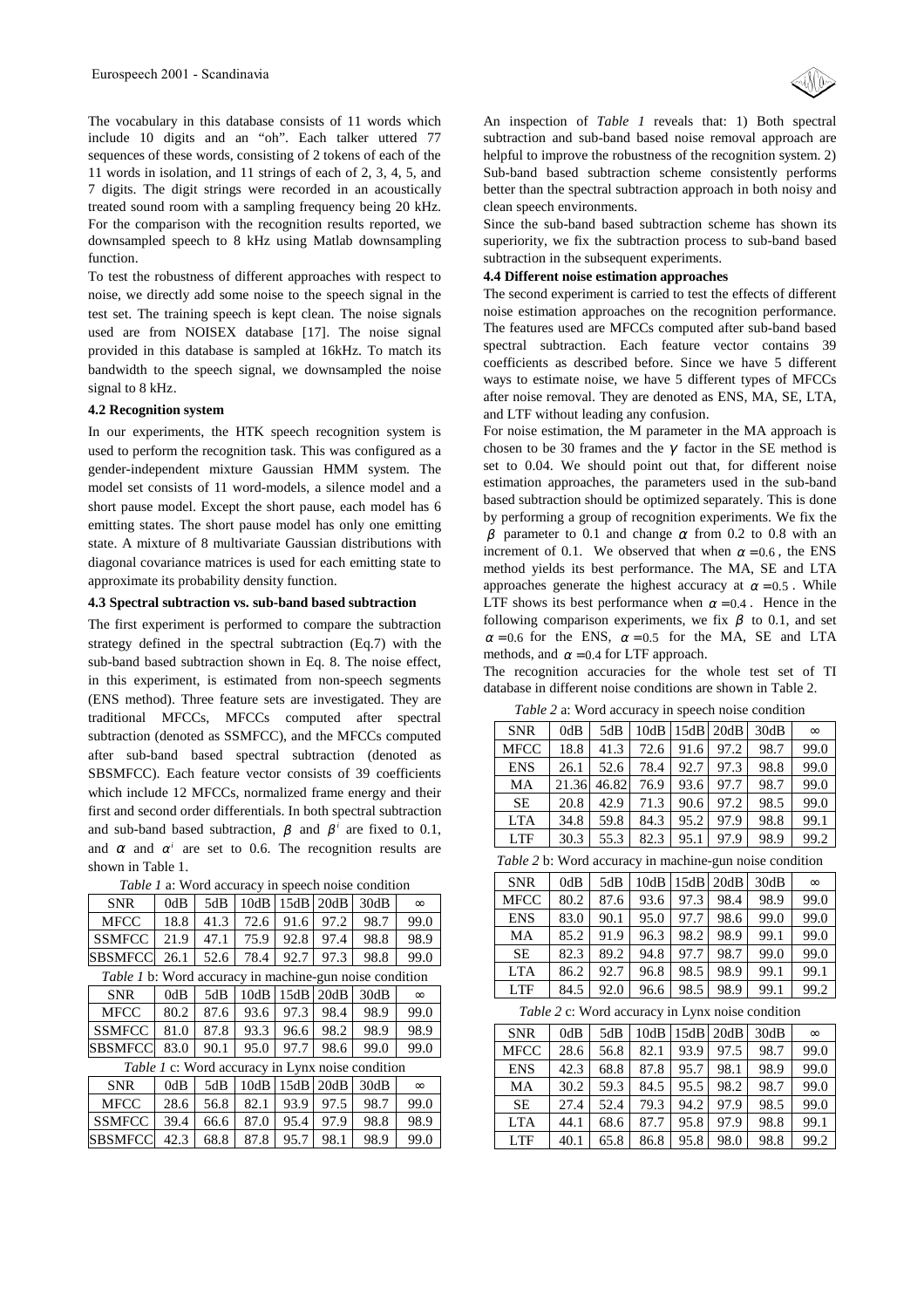The vocabulary in this database consists of 11 words which include 10 digits and an "oh". Each talker uttered 77 sequences of these words, consisting of 2 tokens of each of the 11 words in isolation, and 11 strings of each of 2, 3, 4, 5, and 7 digits. The digit strings were recorded in an acoustically treated sound room with a sampling frequency being 20 kHz. For the comparison with the recognition results reported, we downsampled speech to 8 kHz using Matlab downsampling function.

To test the robustness of different approaches with respect to noise, we directly add some noise to the speech signal in the test set. The training speech is kept clean. The noise signals used are from NOISEX database [17]. The noise signal provided in this database is sampled at 16kHz. To match its bandwidth to the speech signal, we downsampled the noise signal to 8 kHz.

**4.2 Recognition system**

In our experiments, the HTK speech recognition system is used to perform the recognition task. This was configured as a gender-independent mixture Gaussian HMM system. The model set consists of 11 word-models, a silence model and a short pause model. Except the short pause, each model has 6 emitting states. The short pause model has only one emitting state. A mixture of 8 multivariate Gaussian distributions with diagonal covariance matrices is used for each emitting state to approximate its probability density function.

**4.3 Spectral subtraction vs. sub-band based subtraction**

The first experiment is performed to compare the subtraction strategy defined in the spectral subtraction (Eq.7) with the sub-band based subtraction shown in Eq. 8. The noise effect, in this experiment, is estimated from non-speech segments (ENS method). Three feature sets are investigated. They are traditional MFCCs, MFCCs computed after spectral subtraction (denoted as SSMFCC), and the MFCCs computed after sub-band based spectral subtraction (denoted as SBSMFCC). Each feature vector consists of 39 coefficients which include 12 MFCCs, normalized frame energy and their first and second order differentials. In both spectral subtraction and sub-band based subtraction, $\beta$ and $\beta^i$ are fixed to 0.1, and $\alpha$ and $\alpha^i$ are set to 0.6. The recognition results are shown in Table 1.

*Table 1* a: Word accuracy in speech noise condition

| SNR | 0dB | 5dB | 10dB | 15dB | 20dB | 30dB | $\infty$ |
|---|---|---|---|---|---|---|---|
| MFCC | 18.8 | 41.3 | 72.6 | 91.6 | 97.2 | 98.7 | 99.0 |
| SSMFCC | 21.9 | 47.1 | 75.9 | 92.8 | 97.4 | 98.8 | 98.9 |
| SBSMFCC | 26.1 | 52.6 | 78.4 | 92.7 | 97.3 | 98.8 | 99.0 |

*Table 1* b: Word accuracy in machine-gun noise condition

| SNR | 0dB | 5dB | 10dB | 15dB | 20dB | 30dB | $\infty$ |
|---|---|---|---|---|---|---|---|
| MFCC | 80.2 | 87.6 | 93.6 | 97.3 | 98.4 | 98.9 | 99.0 |
| SSMFCC | 81.0 | 87.8 | 93.3 | 96.6 | 98.2 | 98.9 | 98.9 |
| SBSMFCC | 83.0 | 90.1 | 95.0 | 97.7 | 98.6 | 99.0 | 99.0 |

*Table 1* c: Word accuracy in Lynx noise condition

| SNR | 0dB | 5dB | 10dB | 15dB | 20dB | 30dB | $\infty$ |
|---|---|---|---|---|---|---|---|
| MFCC | 28.6 | 56.8 | 82.1 | 93.9 | 97.5 | 98.7 | 99.0 |
| SSMFCC | 39.4 | 66.6 | 87.0 | 95.4 | 97.9 | 98.8 | 98.9 |
| SBSMFCC | 42.3 | 68.8 | 87.8 | 95.7 | 98.1 | 98.9 | 99.0 |

An inspection of *Table 1* reveals that: 1) Both spectral subtraction and sub-band based noise removal approach are helpful to improve the robustness of the recognition system. 2) Sub-band based subtraction scheme consistently performs better than the spectral subtraction approach in both noisy and clean speech environments.

Since the sub-band based subtraction scheme has shown its superiority, we fix the subtraction process to sub-band based subtraction in the subsequent experiments.

**4.4 Different noise estimation approaches**

The second experiment is carried to test the effects of different noise estimation approaches on the recognition performance. The features used are MFCCs computed after sub-band based spectral subtraction. Each feature vector contains 39 coefficients as described before. Since we have 5 different ways to estimate noise, we have 5 different types of MFCCs after noise removal. They are denoted as ENS, MA, SE, LTA, and LTF without leading any confusion.

For noise estimation, the M parameter in the MA approach is chosen to be 30 frames and the $\gamma$ factor in the SE method is set to 0.04. We should point out that, for different noise estimation approaches, the parameters used in the sub-band based subtraction should be optimized separately. This is done by performing a group of recognition experiments. We fix the $\beta$ parameter to 0.1 and change $\alpha$ from 0.2 to 0.8 with an increment of 0.1. We observed that when $\alpha = 0.6$, the ENS method yields its best performance. The MA, SE and LTA approaches generate the highest accuracy at $\alpha = 0.5$. While LTF shows its best performance when $\alpha = 0.4$. Hence in the following comparison experiments, we fix $\beta$ to 0.1, and set $\alpha = 0.6$ for the ENS, $\alpha = 0.5$ for the MA, SE and LTA methods, and $\alpha = 0.4$ for LTF approach.

The recognition accuracies for the whole test set of TI database in different noise conditions are shown in Table 2.

*Table 2* a: Word accuracy in speech noise condition

| SNR | 0dB | 5dB | 10dB | 15dB | 20dB | 30dB | $\infty$ |
|---|---|---|---|---|---|---|---|
| MFCC | 18.8 | 41.3 | 72.6 | 91.6 | 97.2 | 98.7 | 99.0 |
| ENS | 26.1 | 52.6 | 78.4 | 92.7 | 97.3 | 98.8 | 99.0 |
| MA | 21.36 | 46.82 | 76.9 | 93.6 | 97.7 | 98.7 | 99.0 |
| SE | 20.8 | 42.9 | 71.3 | 90.6 | 97.2 | 98.5 | 99.0 |
| LTA | 34.8 | 59.8 | 84.3 | 95.2 | 97.9 | 98.8 | 99.1 |
| LTF | 30.3 | 55.3 | 82.3 | 95.1 | 97.9 | 98.9 | 99.2 |

*Table 2* b: Word accuracy in machine-gun noise condition

| SNR | 0dB | 5dB | 10dB | 15dB | 20dB | 30dB | $\infty$ |
|---|---|---|---|---|---|---|---|
| MFCC | 80.2 | 87.6 | 93.6 | 97.3 | 98.4 | 98.9 | 99.0 |
| ENS | 83.0 | 90.1 | 95.0 | 97.7 | 98.6 | 99.0 | 99.0 |
| MA | 85.2 | 91.9 | 96.3 | 98.2 | 98.9 | 99.1 | 99.0 |
| SE | 82.3 | 89.2 | 94.8 | 97.7 | 98.7 | 99.0 | 99.0 |
| LTA | 86.2 | 92.7 | 96.8 | 98.5 | 98.9 | 99.1 | 99.1 |
| LTF | 84.5 | 92.0 | 96.6 | 98.5 | 98.9 | 99.1 | 99.2 |

*Table 2* c: Word accuracy in Lynx noise condition

| SNR | 0dB | 5dB | 10dB | 15dB | 20dB | 30dB | $\infty$ |
|---|---|---|---|---|---|---|---|
| MFCC | 28.6 | 56.8 | 82.1 | 93.9 | 97.5 | 98.7 | 99.0 |
| ENS | 42.3 | 68.8 | 87.8 | 95.7 | 98.1 | 98.9 | 99.0 |
| MA | 30.2 | 59.3 | 84.5 | 95.5 | 98.2 | 98.7 | 99.0 |
| SE | 27.4 | 52.4 | 79.3 | 94.2 | 97.9 | 98.5 | 99.0 |
| LTA | 44.1 | 68.6 | 87.7 | 95.8 | 97.9 | 98.8 | 99.1 |
| LTF | 40.1 | 65.8 | 86.8 | 95.8 | 98.0 | 98.8 | 99.2 |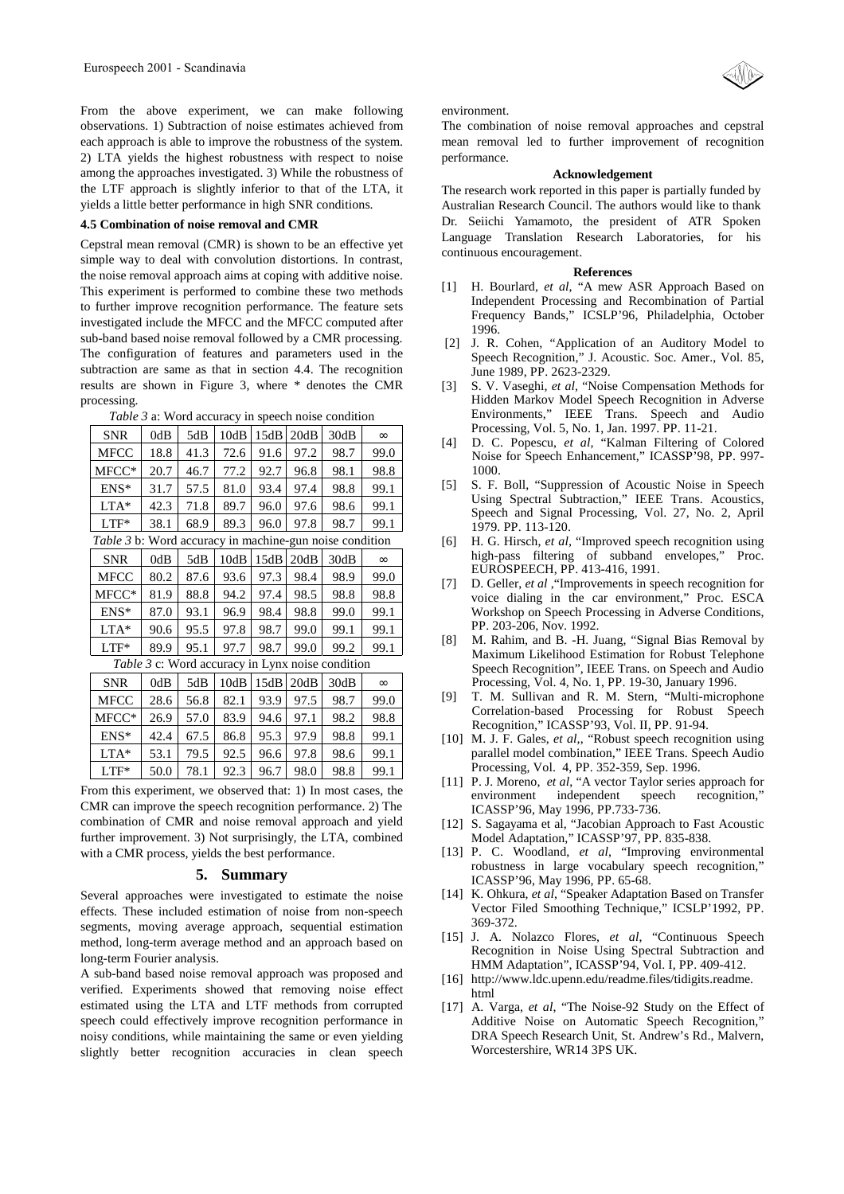From the above experiment, we can make following observations. 1) Subtraction of noise estimates achieved from each approach is able to improve the robustness of the system. 2) LTA yields the highest robustness with respect to noise among the approaches investigated. 3) While the robustness of the LTF approach is slightly inferior to that of the LTA, it yields a little better performance in high SNR conditions.

### 4.5 Combination of noise removal and CMR

Cepstral mean removal (CMR) is shown to be an effective yet simple way to deal with convolution distortions. In contrast, the noise removal approach aims at coping with additive noise. This experiment is performed to combine these two methods to further improve recognition performance. The feature sets investigated include the MFCC and the MFCC computed after sub-band based noise removal followed by a CMR processing. The configuration of features and parameters used in the subtraction are same as that in section 4.4. The recognition results are shown in Figure 3, where * denotes the CMR processing.

*Table 3* a: Word accuracy in speech noise condition

| SNR | 0dB | 5dB | 10dB | 15dB | 20dB | 30dB | ∞ |
|---|---|---|---|---|---|---|---|
| MFCC | 18.8 | 41.3 | 72.6 | 91.6 | 97.2 | 98.7 | 99.0 |
| MFCC* | 20.7 | 46.7 | 77.2 | 92.7 | 96.8 | 98.1 | 98.8 |
| ENS* | 31.7 | 57.5 | 81.0 | 93.4 | 97.4 | 98.8 | 99.1 |
| LTA* | 42.3 | 71.8 | 89.7 | 96.0 | 97.6 | 98.6 | 99.1 |
| LTF* | 38.1 | 68.9 | 89.3 | 96.0 | 97.8 | 98.7 | 99.1 |

*Table 3* b: Word accuracy in machine-gun noise condition

| SNR | 0dB | 5dB | 10dB | 15dB | 20dB | 30dB | ∞ |
|---|---|---|---|---|---|---|---|
| MFCC | 80.2 | 87.6 | 93.6 | 97.3 | 98.4 | 98.9 | 99.0 |
| MFCC* | 81.9 | 88.8 | 94.2 | 97.4 | 98.5 | 98.8 | 98.8 |
| ENS* | 87.0 | 93.1 | 96.9 | 98.4 | 98.8 | 99.0 | 99.1 |
| LTA* | 90.6 | 95.5 | 97.8 | 98.7 | 99.0 | 99.1 | 99.1 |
| LTF* | 89.9 | 95.1 | 97.7 | 98.7 | 99.0 | 99.2 | 99.1 |

*Table 3* c: Word accuracy in Lynx noise condition

| SNR | 0dB | 5dB | 10dB | 15dB | 20dB | 30dB | ∞ |
|---|---|---|---|---|---|---|---|
| MFCC | 28.6 | 56.8 | 82.1 | 93.9 | 97.5 | 98.7 | 99.0 |
| MFCC* | 26.9 | 57.0 | 83.9 | 94.6 | 97.1 | 98.2 | 98.8 |
| ENS* | 42.4 | 67.5 | 86.8 | 95.3 | 97.9 | 98.8 | 99.1 |
| LTA* | 53.1 | 79.5 | 92.5 | 96.6 | 97.8 | 98.6 | 99.1 |
| LTF* | 50.0 | 78.1 | 92.3 | 96.7 | 98.0 | 98.8 | 99.1 |

From this experiment, we observed that: 1) In most cases, the CMR can improve the speech recognition performance. 2) The combination of CMR and noise removal approach and yield further improvement. 3) Not surprisingly, the LTA, combined with a CMR process, yields the best performance.

## 5. Summary

Several approaches were investigated to estimate the noise effects. These included estimation of noise from non-speech segments, moving average approach, sequential estimation method, long-term average method and an approach based on long-term Fourier analysis.

A sub-band based noise removal approach was proposed and verified. Experiments showed that removing noise effect estimated using the LTA and LTF methods from corrupted speech could effectively improve recognition performance in noisy conditions, while maintaining the same or even yielding slightly better recognition accuracies in clean speech environment.

The combination of noise removal approaches and cepstral mean removal led to further improvement of recognition performance.

### Acknowledgement

The research work reported in this paper is partially funded by Australian Research Council. The authors would like to thank Dr. Seiichi Yamamoto, the president of ATR Spoken Language Translation Research Laboratories, for his continuous encouragement.

### References

[1] H. Bourlard, *et al*, "A mew ASR Approach Based on Independent Processing and Recombination of Partial Frequency Bands," ICSLP'96, Philadelphia, October 1996.

[2] J. R. Cohen, "Application of an Auditory Model to Speech Recognition," J. Acoustic. Soc. Amer., Vol. 85, June 1989, PP. 2623-2329.

[3] S. V. Vaseghi, *et al*, "Noise Compensation Methods for Hidden Markov Model Speech Recognition in Adverse Environments," IEEE Trans. Speech and Audio Processing, Vol. 5, No. 1, Jan. 1997. PP. 11-21.

[4] D. C. Popescu, *et al*, "Kalman Filtering of Colored Noise for Speech Enhancement," ICASSP'98, PP. 997-1000.

[5] S. F. Boll, "Suppression of Acoustic Noise in Speech Using Spectral Subtraction," IEEE Trans. Acoustics, Speech and Signal Processing, Vol. 27, No. 2, April 1979. PP. 113-120.

[6] H. G. Hirsch, *et al*, "Improved speech recognition using high-pass filtering of subband envelopes," Proc. EUROSPEECH, PP. 413-416, 1991.

[7] D. Geller, *et al* ,"Improvements in speech recognition for voice dialing in the car environment," Proc. ESCA Workshop on Speech Processing in Adverse Conditions, PP. 203-206, Nov. 1992.

[8] M. Rahim, and B. -H. Juang, "Signal Bias Removal by Maximum Likelihood Estimation for Robust Telephone Speech Recognition", IEEE Trans. on Speech and Audio Processing, Vol. 4, No. 1, PP. 19-30, January 1996.

[9] T. M. Sullivan and R. M. Stern, "Multi-microphone Correlation-based Processing for Robust Speech Recognition," ICASSP'93, Vol. II, PP. 91-94.

[10] M. J. F. Gales, *et al*,, "Robust speech recognition using parallel model combination," IEEE Trans. Speech Audio Processing, Vol. 4, PP. 352-359, Sep. 1996.

[11] P. J. Moreno, *et al*, "A vector Taylor series approach for environment independent speech recognition," ICASSP'96, May 1996, PP.733-736.

[12] S. Sagayama et al, "Jacobian Approach to Fast Acoustic Model Adaptation," ICASSP'97, PP. 835-838.

[13] P. C. Woodland, *et al*, "Improving environmental robustness in large vocabulary speech recognition," ICASSP'96, May 1996, PP. 65-68.

[14] K. Ohkura, *et al*, "Speaker Adaptation Based on Transfer Vector Filed Smoothing Technique," ICSLP'1992, PP. 369-372.

[15] J. A. Nolazco Flores, *et al*, "Continuous Speech Recognition in Noise Using Spectral Subtraction and HMM Adaptation", ICASSP'94, Vol. I, PP. 409-412.

[16] http://www.ldc.upenn.edu/readme.files/tidigits.readme.html

[17] A. Varga, *et al*, "The Noise-92 Study on the Effect of Additive Noise on Automatic Speech Recognition," DRA Speech Research Unit, St. Andrew's Rd., Malvern, Worcestershire, WR14 3PS UK.